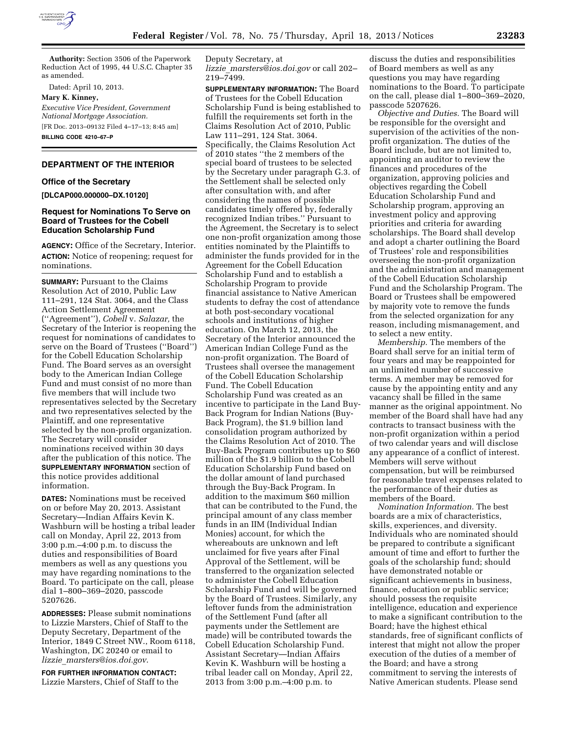**Authority:** Section 3506 of the Paperwork Reduction Act of 1995, 44 U.S.C. Chapter 35 as amended.

Dated: April 10, 2013.

**Mary K. Kinney,**

*Executive Vice President, Government National Mortgage Association.*

[FR Doc. 2013–09132 Filed 4–17–13; 8:45 am]

**BILLING CODE 4210–67–P**

## DEPARTMENT OF THE INTERIOR

### Office of the Secretary

**[DLCAP000.000000–DX.10120]**

### Request for Nominations To Serve on Board of Trustees for the Cobell Education Scholarship Fund

**AGENCY:** Office of the Secretary, Interior.

**ACTION:** Notice of reopening; request for nominations.

**SUMMARY:** Pursuant to the Claims Resolution Act of 2010, Public Law 111–291, 124 Stat. 3064, and the Class Action Settlement Agreement (''Agreement''), *Cobell* v. *Salazar,* the Secretary of the Interior is reopening the request for nominations of candidates to serve on the Board of Trustees (''Board'') for the Cobell Education Scholarship Fund. The Board serves as an oversight body to the American Indian College Fund and must consist of no more than five members that will include two representatives selected by the Secretary and two representatives selected by the Plaintiff, and one representative selected by the non-profit organization. The Secretary will consider nominations received within 30 days after the publication of this notice. The **SUPPLEMENTARY INFORMATION** section of this notice provides additional information.

**DATES:** Nominations must be received on or before May 20, 2013. Assistant Secretary—Indian Affairs Kevin K. Washburn will be hosting a tribal leader call on Monday, April 22, 2013 from 3:00 p.m.–4:00 p.m. to discuss the duties and responsibilities of Board members as well as any questions you may have regarding nominations to the Board. To participate on the call, please dial 1–800–369–2020, passcode 5207626.

**ADDRESSES:** Please submit nominations to Lizzie Marsters, Chief of Staff to the Deputy Secretary, Department of the Interior, 1849 C Street NW., Room 6118, Washington, DC 20240 or email to *lizzie_marsters@ios.doi.gov*.

**FOR FURTHER INFORMATION CONTACT:** Lizzie Marsters, Chief of Staff to the Deputy Secretary, at *lizzie_marsters@ios.doi.gov* or call 202–219–7499.

**SUPPLEMENTARY INFORMATION:** The Board of Trustees for the Cobell Education Scholarship Fund is being established to fulfill the requirements set forth in the Claims Resolution Act of 2010, Public Law 111–291, 124 Stat. 3064. Specifically, the Claims Resolution Act of 2010 states ''the 2 members of the special board of trustees to be selected by the Secretary under paragraph G.3. of the Settlement shall be selected only after consultation with, and after considering the names of possible candidates timely offered by, federally recognized Indian tribes.'' Pursuant to the Agreement, the Secretary is to select one non-profit organization among those entities nominated by the Plaintiffs to administer the funds provided for in the Agreement for the Cobell Education Scholarship Fund and to establish a Scholarship Program to provide financial assistance to Native American students to defray the cost of attendance at both post-secondary vocational schools and institutions of higher education. On March 12, 2013, the Secretary of the Interior announced the American Indian College Fund as the non-profit organization. The Board of Trustees shall oversee the management of the Cobell Education Scholarship Fund. The Cobell Education Scholarship Fund was created as an incentive to participate in the Land Buy-Back Program for Indian Nations (Buy-Back Program), the $1.9 billion land consolidation program authorized by the Claims Resolution Act of 2010. The Buy-Back Program contributes up to $60 million of the $1.9 billion to the Cobell Education Scholarship Fund based on the dollar amount of land purchased through the Buy-Back Program. In addition to the maximum $60 million that can be contributed to the Fund, the principal amount of any class member funds in an IIM (Individual Indian Monies) account, for which the whereabouts are unknown and left unclaimed for five years after Final Approval of the Settlement, will be transferred to the organization selected to administer the Cobell Education Scholarship Fund and will be governed by the Board of Trustees. Similarly, any leftover funds from the administration of the Settlement Fund (after all payments under the Settlement are made) will be contributed towards the Cobell Education Scholarship Fund. Assistant Secretary—Indian Affairs Kevin K. Washburn will be hosting a tribal leader call on Monday, April 22, 2013 from 3:00 p.m.–4:00 p.m. to discuss the duties and responsibilities of Board members as well as any questions you may have regarding nominations to the Board. To participate on the call, please dial 1–800–369–2020, passcode 5207626.

*Objective and Duties.* The Board will be responsible for the oversight and supervision of the activities of the non-profit organization. The duties of the Board include, but are not limited to, appointing an auditor to review the finances and procedures of the organization, approving policies and objectives regarding the Cobell Education Scholarship Fund and Scholarship program, approving an investment policy and approving priorities and criteria for awarding scholarships. The Board shall develop and adopt a charter outlining the Board of Trustees' role and responsibilities overseeing the non-profit organization and the administration and management of the Cobell Education Scholarship Fund and the Scholarship Program. The Board or Trustees shall be empowered by majority vote to remove the funds from the selected organization for any reason, including mismanagement, and to select a new entity.

*Membership.* The members of the Board shall serve for an initial term of four years and may be reappointed for an unlimited number of successive terms. A member may be removed for cause by the appointing entity and any vacancy shall be filled in the same manner as the original appointment. No member of the Board shall have had any contracts to transact business with the non-profit organization within a period of two calendar years and will disclose any appearance of a conflict of interest. Members will serve without compensation, but will be reimbursed for reasonable travel expenses related to the performance of their duties as members of the Board.

*Nomination Information.* The best boards are a mix of characteristics, skills, experiences, and diversity. Individuals who are nominated should be prepared to contribute a significant amount of time and effort to further the goals of the scholarship fund; should have demonstrated notable or significant achievements in business, finance, education or public service; should possess the requisite intelligence, education and experience to make a significant contribution to the Board; have the highest ethical standards, free of significant conflicts of interest that might not allow the proper execution of the duties of a member of the Board; and have a strong commitment to serving the interests of Native American students. Please send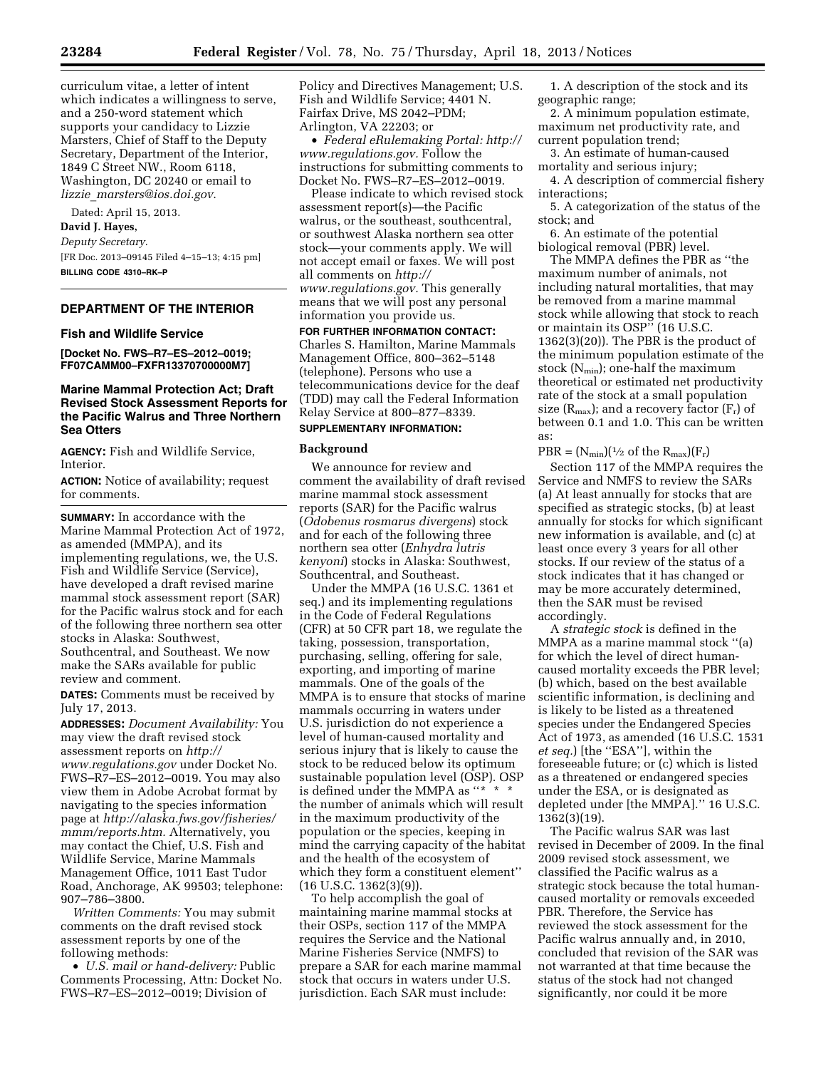curriculum vitae, a letter of intent which indicates a willingness to serve, and a 250-word statement which supports your candidacy to Lizzie Marsters, Chief of Staff to the Deputy Secretary, Department of the Interior, 1849 C Street NW., Room 6118, Washington, DC 20240 or email to *lizzie_marsters@ios.doi.gov*.

Dated: April 15, 2013.

**David J. Hayes,**

*Deputy Secretary.*

[FR Doc. 2013–09145 Filed 4–15–13; 4:15 pm]

**BILLING CODE 4310–RK–P**

---

## DEPARTMENT OF THE INTERIOR

### Fish and Wildlife Service

**[Docket No. FWS–R7–ES–2012–0019; FF07CAMM00–FXFR13370700000M7]**

### Marine Mammal Protection Act; Draft Revised Stock Assessment Reports for the Pacific Walrus and Three Northern Sea Otters

**AGENCY:** Fish and Wildlife Service, Interior.

**ACTION:** Notice of availability; request for comments.

**SUMMARY:** In accordance with the Marine Mammal Protection Act of 1972, as amended (MMPA), and its implementing regulations, we, the U.S. Fish and Wildlife Service (Service), have developed a draft revised marine mammal stock assessment report (SAR) for the Pacific walrus stock and for each of the following three northern sea otter stocks in Alaska: Southwest, Southcentral, and Southeast. We now make the SARs available for public review and comment.

**DATES:** Comments must be received by July 17, 2013.

**ADDRESSES:** *Document Availability:* You may view the draft revised stock assessment reports on *http://www.regulations.gov* under Docket No. FWS–R7–ES–2012–0019. You may also view them in Adobe Acrobat format by navigating to the species information page at *http://alaska.fws.gov/fisheries/mmm/reports.htm.* Alternatively, you may contact the Chief, U.S. Fish and Wildlife Service, Marine Mammals Management Office, 1011 East Tudor Road, Anchorage, AK 99503; telephone: 907–786–3800.

*Written Comments:* You may submit comments on the draft revised stock assessment reports by one of the following methods:

- *U.S. mail or hand-delivery:* Public Comments Processing, Attn: Docket No. FWS–R7–ES–2012–0019; Division of Policy and Directives Management; U.S. Fish and Wildlife Service; 4401 N. Fairfax Drive, MS 2042–PDM; Arlington, VA 22203; or
- *Federal eRulemaking Portal: http://www.regulations.gov.* Follow the instructions for submitting comments to Docket No. FWS–R7–ES–2012–0019.

Please indicate to which revised stock assessment report(s)—the Pacific walrus, or the southeast, southcentral, or southwest Alaska northern sea otter stock—your comments apply. We will not accept email or faxes. We will post all comments on *http://www.regulations.gov.* This generally means that we will post any personal information you provide us.

**FOR FURTHER INFORMATION CONTACT:** Charles S. Hamilton, Marine Mammals Management Office, 800–362–5148 (telephone). Persons who use a telecommunications device for the deaf (TDD) may call the Federal Information Relay Service at 800–877–8339.

**SUPPLEMENTARY INFORMATION:**

**Background**

We announce for review and comment the availability of draft revised marine mammal stock assessment reports (SAR) for the Pacific walrus (*Odobenus rosmarus divergens*) stock and for each of the following three northern sea otter (*Enhydra lutris kenyoni*) stocks in Alaska: Southwest, Southcentral, and Southeast.

Under the MMPA (16 U.S.C. 1361 et seq.) and its implementing regulations in the Code of Federal Regulations (CFR) at 50 CFR part 18, we regulate the taking, possession, transportation, purchasing, selling, offering for sale, exporting, and importing of marine mammals. One of the goals of the MMPA is to ensure that stocks of marine mammals occurring in waters under U.S. jurisdiction do not experience a level of human-caused mortality and serious injury that is likely to cause the stock to be reduced below its optimum sustainable population level (OSP). OSP is defined under the MMPA as ''* * * the number of animals which will result in the maximum productivity of the population or the species, keeping in mind the carrying capacity of the habitat and the health of the ecosystem of which they form a constituent element'' (16 U.S.C. 1362(3)(9)).

To help accomplish the goal of maintaining marine mammal stocks at their OSPs, section 117 of the MMPA requires the Service and the National Marine Fisheries Service (NMFS) to prepare a SAR for each marine mammal stock that occurs in waters under U.S. jurisdiction. Each SAR must include:

1. A description of the stock and its geographic range;
2. A minimum population estimate, maximum net productivity rate, and current population trend;
3. An estimate of human-caused mortality and serious injury;
4. A description of commercial fishery interactions;
5. A categorization of the status of the stock; and
6. An estimate of the potential biological removal (PBR) level.

The MMPA defines the PBR as ''the maximum number of animals, not including natural mortalities, that may be removed from a marine mammal stock while allowing that stock to reach or maintain its OSP'' (16 U.S.C. 1362(3)(20)). The PBR is the product of the minimum population estimate of the stock ($N_{min}$); one-half the maximum theoretical or estimated net productivity rate of the stock at a small population size ($R_{max}$); and a recovery factor ($F_r$) of between 0.1 and 1.0. This can be written as:

$$PBR = (N_{min})(\tfrac{1}{2} \text{ of the } R_{max})(F_r)$$

Section 117 of the MMPA requires the Service and NMFS to review the SARs (a) At least annually for stocks that are specified as strategic stocks, (b) at least annually for stocks for which significant new information is available, and (c) at least once every 3 years for all other stocks. If our review of the status of a stock indicates that it has changed or may be more accurately determined, then the SAR must be revised accordingly.

A *strategic stock* is defined in the MMPA as a marine mammal stock ''(a) for which the level of direct human-caused mortality exceeds the PBR level; (b) which, based on the best available scientific information, is declining and is likely to be listed as a threatened species under the Endangered Species Act of 1973, as amended (16 U.S.C. 1531 *et seq.*) [the ''ESA''], within the foreseeable future; or (c) which is listed as a threatened or endangered species under the ESA, or is designated as depleted under [the MMPA].'' 16 U.S.C. 1362(3)(19).

The Pacific walrus SAR was last revised in December of 2009. In the final 2009 revised stock assessment, we classified the Pacific walrus as a strategic stock because the total human-caused mortality or removals exceeded PBR. Therefore, the Service has reviewed the stock assessment for the Pacific walrus annually and, in 2010, concluded that revision of the SAR was not warranted at that time because the status of the stock had not changed significantly, nor could it be more